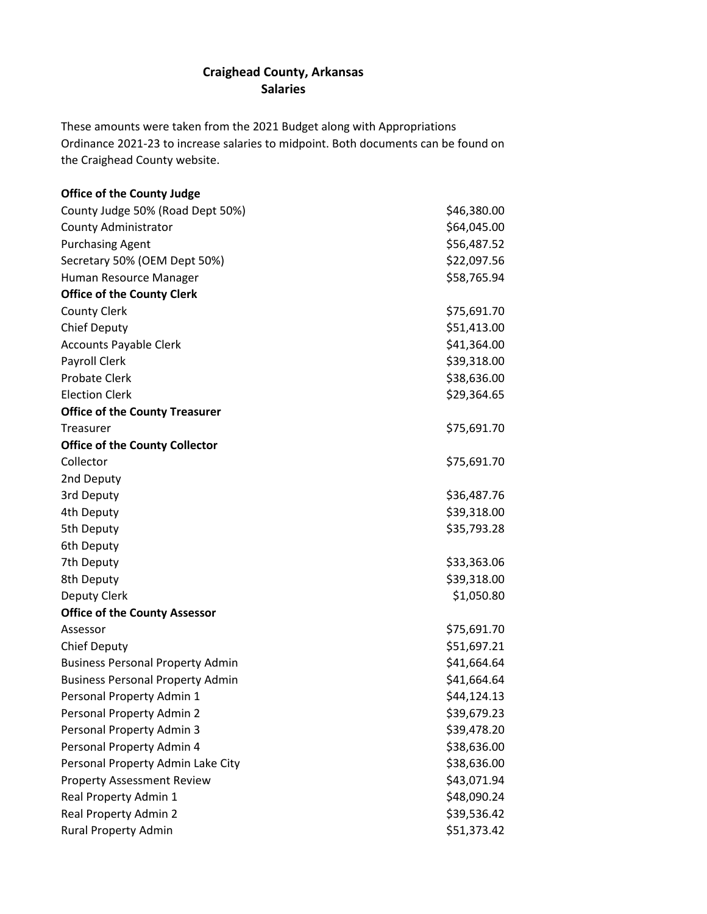# Craighead County, Arkansas
## Salaries

These amounts were taken from the 2021 Budget along with Appropriations Ordinance 2021-23 to increase salaries to midpoint. Both documents can be found on the Craighead County website.

| | |
|---|---|
| **Office of the County Judge** | |
| County Judge 50% (Road Dept 50%) | $46,380.00 |
| County Administrator | $64,045.00 |
| Purchasing Agent | $56,487.52 |
| Secretary 50% (OEM Dept 50%) | $22,097.56 |
| Human Resource Manager | $58,765.94 |
| **Office of the County Clerk** | |
| County Clerk | $75,691.70 |
| Chief Deputy | $51,413.00 |
| Accounts Payable Clerk | $41,364.00 |
| Payroll Clerk | $39,318.00 |
| Probate Clerk | $38,636.00 |
| Election Clerk | $29,364.65 |
| **Office of the County Treasurer** | |
| Treasurer | $75,691.70 |
| **Office of the County Collector** | |
| Collector | $75,691.70 |
| 2nd Deputy | |
| 3rd Deputy | $36,487.76 |
| 4th Deputy | $39,318.00 |
| 5th Deputy | $35,793.28 |
| 6th Deputy | |
| 7th Deputy | $33,363.06 |
| 8th Deputy | $39,318.00 |
| Deputy Clerk | $1,050.80 |
| **Office of the County Assessor** | |
| Assessor | $75,691.70 |
| Chief Deputy | $51,697.21 |
| Business Personal Property Admin | $41,664.64 |
| Business Personal Property Admin | $41,664.64 |
| Personal Property Admin 1 | $44,124.13 |
| Personal Property Admin 2 | $39,679.23 |
| Personal Property Admin 3 | $39,478.20 |
| Personal Property Admin 4 | $38,636.00 |
| Personal Property Admin Lake City | $38,636.00 |
| Property Assessment Review | $43,071.94 |
| Real Property Admin 1 | $48,090.24 |
| Real Property Admin 2 | $39,536.42 |
| Rural Property Admin | $51,373.42 |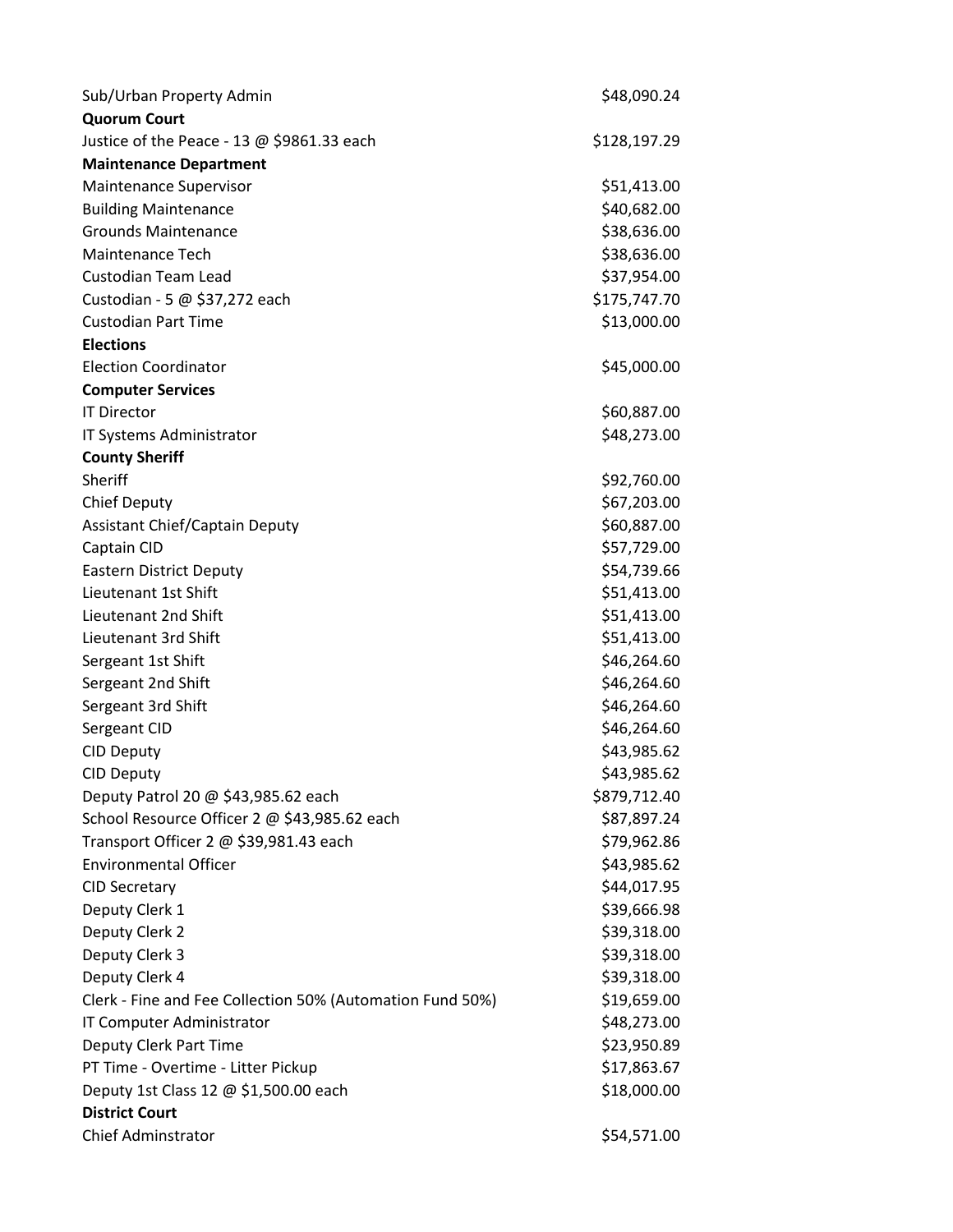| | |
|---|---|
| Sub/Urban Property Admin | $48,090.24 |
| **Quorum Court** | |
| Justice of the Peace - 13 @ $9861.33 each | $128,197.29 |
| **Maintenance Department** | |
| Maintenance Supervisor | $51,413.00 |
| Building Maintenance | $40,682.00 |
| Grounds Maintenance | $38,636.00 |
| Maintenance Tech | $38,636.00 |
| Custodian Team Lead | $37,954.00 |
| Custodian - 5 @ $37,272 each | $175,747.70 |
| Custodian Part Time | $13,000.00 |
| **Elections** | |
| Election Coordinator | $45,000.00 |
| **Computer Services** | |
| IT Director | $60,887.00 |
| IT Systems Administrator | $48,273.00 |
| **County Sheriff** | |
| Sheriff | $92,760.00 |
| Chief Deputy | $67,203.00 |
| Assistant Chief/Captain Deputy | $60,887.00 |
| Captain CID | $57,729.00 |
| Eastern District Deputy | $54,739.66 |
| Lieutenant 1st Shift | $51,413.00 |
| Lieutenant 2nd Shift | $51,413.00 |
| Lieutenant 3rd Shift | $51,413.00 |
| Sergeant 1st Shift | $46,264.60 |
| Sergeant 2nd Shift | $46,264.60 |
| Sergeant 3rd Shift | $46,264.60 |
| Sergeant CID | $46,264.60 |
| CID Deputy | $43,985.62 |
| CID Deputy | $43,985.62 |
| Deputy Patrol 20 @ $43,985.62 each | $879,712.40 |
| School Resource Officer 2 @ $43,985.62 each | $87,897.24 |
| Transport Officer 2 @ $39,981.43 each | $79,962.86 |
| Environmental Officer | $43,985.62 |
| CID Secretary | $44,017.95 |
| Deputy Clerk 1 | $39,666.98 |
| Deputy Clerk 2 | $39,318.00 |
| Deputy Clerk 3 | $39,318.00 |
| Deputy Clerk 4 | $39,318.00 |
| Clerk - Fine and Fee Collection 50% (Automation Fund 50%) | $19,659.00 |
| IT Computer Administrator | $48,273.00 |
| Deputy Clerk Part Time | $23,950.89 |
| PT Time - Overtime - Litter Pickup | $17,863.67 |
| Deputy 1st Class 12 @ $1,500.00 each | $18,000.00 |
| **District Court** | |
| Chief Adminstrator | $54,571.00 |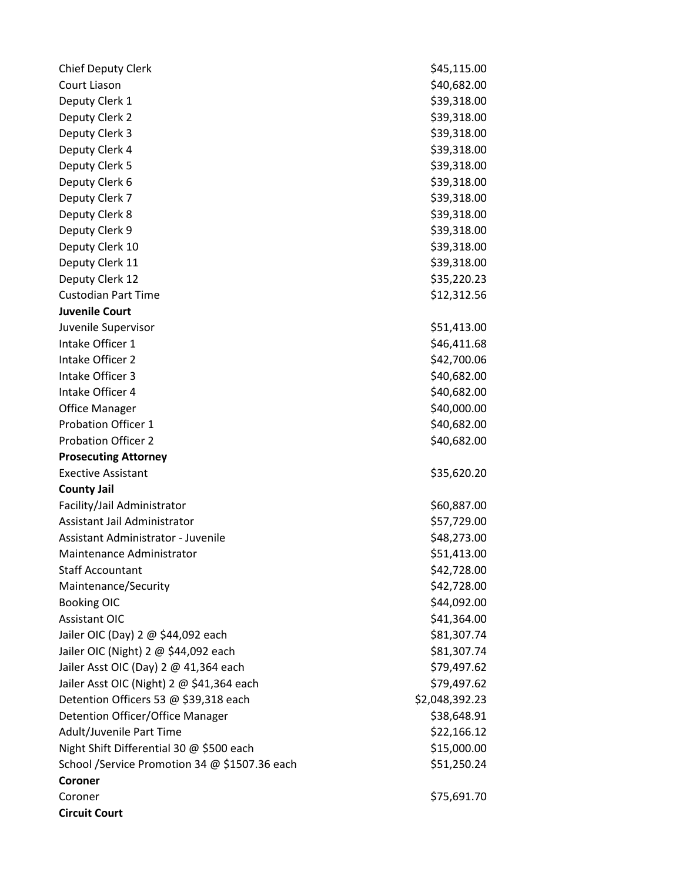| | |
|---|---|
| Chief Deputy Clerk | $45,115.00 |
| Court Liason | $40,682.00 |
| Deputy Clerk 1 | $39,318.00 |
| Deputy Clerk 2 | $39,318.00 |
| Deputy Clerk 3 | $39,318.00 |
| Deputy Clerk 4 | $39,318.00 |
| Deputy Clerk 5 | $39,318.00 |
| Deputy Clerk 6 | $39,318.00 |
| Deputy Clerk 7 | $39,318.00 |
| Deputy Clerk 8 | $39,318.00 |
| Deputy Clerk 9 | $39,318.00 |
| Deputy Clerk 10 | $39,318.00 |
| Deputy Clerk 11 | $39,318.00 |
| Deputy Clerk 12 | $35,220.23 |
| Custodian Part Time | $12,312.56 |
| **Juvenile Court** | |
| Juvenile Supervisor | $51,413.00 |
| Intake Officer 1 | $46,411.68 |
| Intake Officer 2 | $42,700.06 |
| Intake Officer 3 | $40,682.00 |
| Intake Officer 4 | $40,682.00 |
| Office Manager | $40,000.00 |
| Probation Officer 1 | $40,682.00 |
| Probation Officer 2 | $40,682.00 |
| **Prosecuting Attorney** | |
| Exective Assistant | $35,620.20 |
| **County Jail** | |
| Facility/Jail Administrator | $60,887.00 |
| Assistant Jail Administrator | $57,729.00 |
| Assistant Administrator - Juvenile | $48,273.00 |
| Maintenance Administrator | $51,413.00 |
| Staff Accountant | $42,728.00 |
| Maintenance/Security | $42,728.00 |
| Booking OIC | $44,092.00 |
| Assistant OIC | $41,364.00 |
| Jailer OIC (Day) 2 @ $44,092 each | $81,307.74 |
| Jailer OIC (Night) 2 @ $44,092 each | $81,307.74 |
| Jailer Asst OIC (Day) 2 @ 41,364 each | $79,497.62 |
| Jailer Asst OIC (Night) 2 @ $41,364 each | $79,497.62 |
| Detention Officers 53 @ $39,318 each | $2,048,392.23 |
| Detention Officer/Office Manager | $38,648.91 |
| Adult/Juvenile Part Time | $22,166.12 |
| Night Shift Differential 30 @ $500 each | $15,000.00 |
| School /Service Promotion 34 @ $1507.36 each | $51,250.24 |
| **Coroner** | |
| Coroner | $75,691.70 |
| **Circuit Court** | |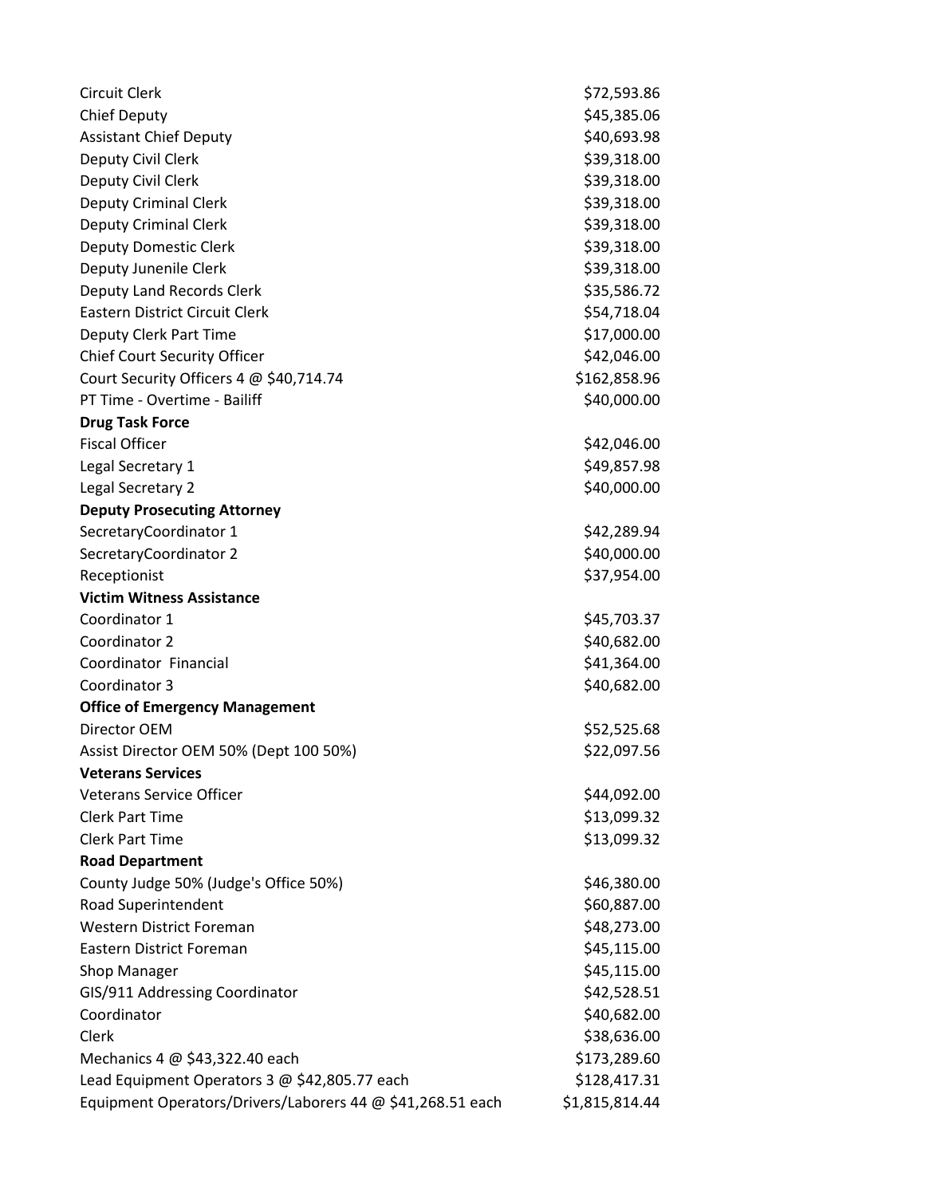| | |
|---|---|
| Circuit Clerk | $72,593.86 |
| Chief Deputy | $45,385.06 |
| Assistant Chief Deputy | $40,693.98 |
| Deputy Civil Clerk | $39,318.00 |
| Deputy Civil Clerk | $39,318.00 |
| Deputy Criminal Clerk | $39,318.00 |
| Deputy Criminal Clerk | $39,318.00 |
| Deputy Domestic Clerk | $39,318.00 |
| Deputy Junenile Clerk | $39,318.00 |
| Deputy Land Records Clerk | $35,586.72 |
| Eastern District Circuit Clerk | $54,718.04 |
| Deputy Clerk Part Time | $17,000.00 |
| Chief Court Security Officer | $42,046.00 |
| Court Security Officers 4 @ $40,714.74 | $162,858.96 |
| PT Time - Overtime - Bailiff | $40,000.00 |
| **Drug Task Force** | |
| Fiscal Officer | $42,046.00 |
| Legal Secretary 1 | $49,857.98 |
| Legal Secretary 2 | $40,000.00 |
| **Deputy Prosecuting Attorney** | |
| SecretaryCoordinator 1 | $42,289.94 |
| SecretaryCoordinator 2 | $40,000.00 |
| Receptionist | $37,954.00 |
| **Victim Witness Assistance** | |
| Coordinator 1 | $45,703.37 |
| Coordinator 2 | $40,682.00 |
| Coordinator Financial | $41,364.00 |
| Coordinator 3 | $40,682.00 |
| **Office of Emergency Management** | |
| Director OEM | $52,525.68 |
| Assist Director OEM 50% (Dept 100 50%) | $22,097.56 |
| **Veterans Services** | |
| Veterans Service Officer | $44,092.00 |
| Clerk Part Time | $13,099.32 |
| Clerk Part Time | $13,099.32 |
| **Road Department** | |
| County Judge 50% (Judge's Office 50%) | $46,380.00 |
| Road Superintendent | $60,887.00 |
| Western District Foreman | $48,273.00 |
| Eastern District Foreman | $45,115.00 |
| Shop Manager | $45,115.00 |
| GIS/911 Addressing Coordinator | $42,528.51 |
| Coordinator | $40,682.00 |
| Clerk | $38,636.00 |
| Mechanics 4 @ $43,322.40 each | $173,289.60 |
| Lead Equipment Operators 3 @ $42,805.77 each | $128,417.31 |
| Equipment Operators/Drivers/Laborers 44 @ $41,268.51 each | $1,815,814.44 |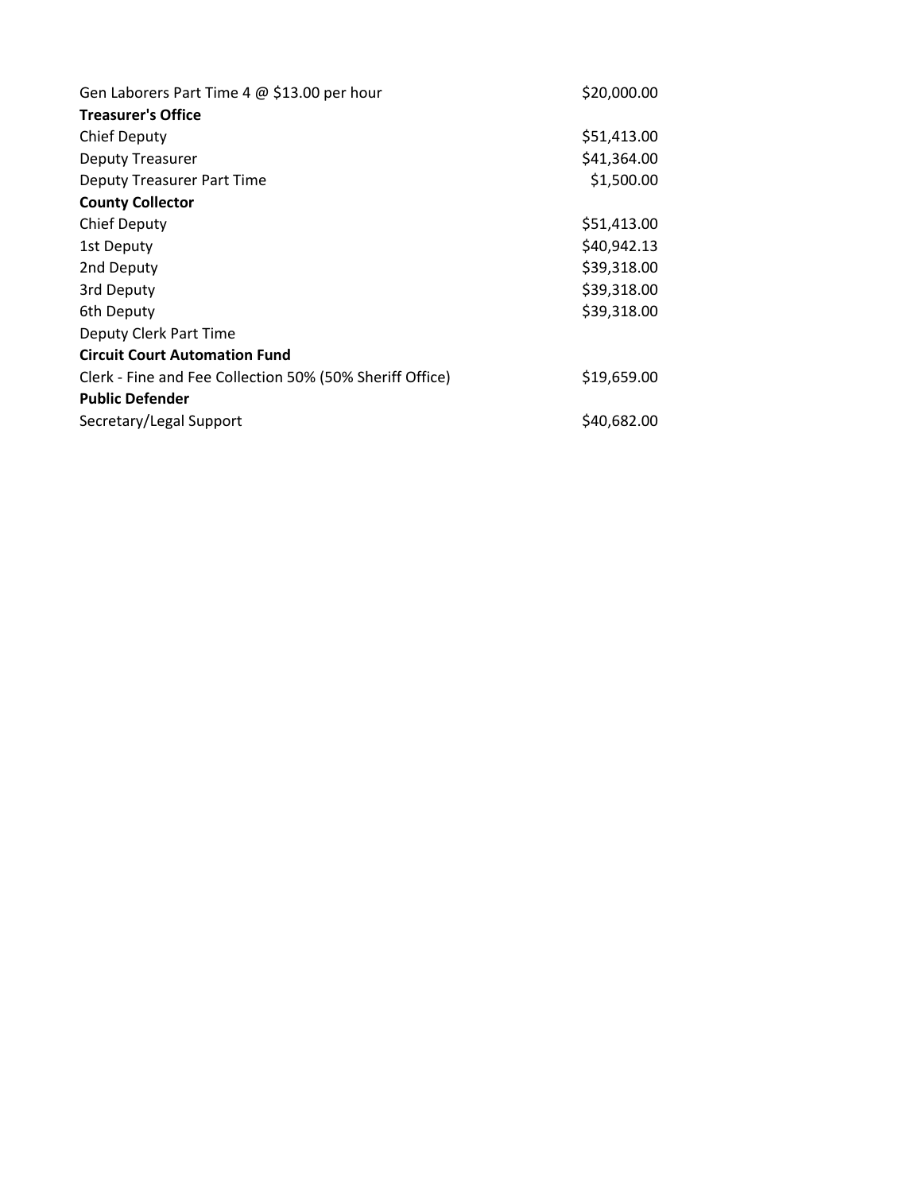| | |
|---|---|
| Gen Laborers Part Time 4 @ $13.00 per hour | $20,000.00 |
| **Treasurer's Office** | |
| Chief Deputy | $51,413.00 |
| Deputy Treasurer | $41,364.00 |
| Deputy Treasurer Part Time | $1,500.00 |
| **County Collector** | |
| Chief Deputy | $51,413.00 |
| 1st Deputy | $40,942.13 |
| 2nd Deputy | $39,318.00 |
| 3rd Deputy | $39,318.00 |
| 6th Deputy | $39,318.00 |
| Deputy Clerk Part Time | |
| **Circuit Court Automation Fund** | |
| Clerk - Fine and Fee Collection 50% (50% Sheriff Office) | $19,659.00 |
| **Public Defender** | |
| Secretary/Legal Support | $40,682.00 |